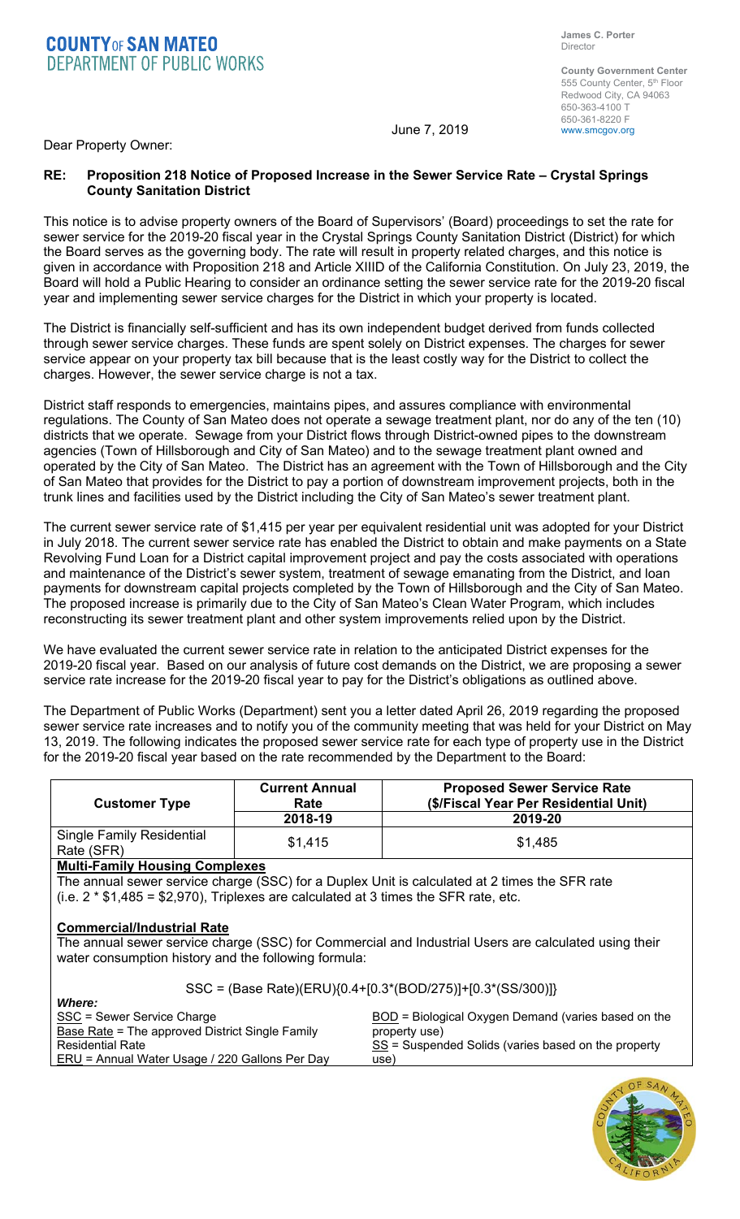# COUNTY OF SAN MATEO
## DEPARTMENT OF PUBLIC WORKS

**James C. Porter**
Director

**County Government Center**
555 County Center, 5th Floor
Redwood City, CA 94063
650-363-4100 T
650-361-8220 F
www.smcgov.org

June 7, 2019

Dear Property Owner:

**RE: Proposition 218 Notice of Proposed Increase in the Sewer Service Rate – Crystal Springs County Sanitation District**

This notice is to advise property owners of the Board of Supervisors' (Board) proceedings to set the rate for sewer service for the 2019-20 fiscal year in the Crystal Springs County Sanitation District (District) for which the Board serves as the governing body. The rate will result in property related charges, and this notice is given in accordance with Proposition 218 and Article XIIID of the California Constitution. On July 23, 2019, the Board will hold a Public Hearing to consider an ordinance setting the sewer service rate for the 2019-20 fiscal year and implementing sewer service charges for the District in which your property is located.

The District is financially self-sufficient and has its own independent budget derived from funds collected through sewer service charges. These funds are spent solely on District expenses. The charges for sewer service appear on your property tax bill because that is the least costly way for the District to collect the charges. However, the sewer service charge is not a tax.

District staff responds to emergencies, maintains pipes, and assures compliance with environmental regulations. The County of San Mateo does not operate a sewage treatment plant, nor do any of the ten (10) districts that we operate. Sewage from your District flows through District-owned pipes to the downstream agencies (Town of Hillsborough and City of San Mateo) and to the sewage treatment plant owned and operated by the City of San Mateo. The District has an agreement with the Town of Hillsborough and the City of San Mateo that provides for the District to pay a portion of downstream improvement projects, both in the trunk lines and facilities used by the District including the City of San Mateo's sewer treatment plant.

The current sewer service rate of $1,415 per year per equivalent residential unit was adopted for your District in July 2018. The current sewer service rate has enabled the District to obtain and make payments on a State Revolving Fund Loan for a District capital improvement project and pay the costs associated with operations and maintenance of the District's sewer system, treatment of sewage emanating from the District, and loan payments for downstream capital projects completed by the Town of Hillsborough and the City of San Mateo. The proposed increase is primarily due to the City of San Mateo's Clean Water Program, which includes reconstructing its sewer treatment plant and other system improvements relied upon by the District.

We have evaluated the current sewer service rate in relation to the anticipated District expenses for the 2019-20 fiscal year. Based on our analysis of future cost demands on the District, we are proposing a sewer service rate increase for the 2019-20 fiscal year to pay for the District's obligations as outlined above.

The Department of Public Works (Department) sent you a letter dated April 26, 2019 regarding the proposed sewer service rate increases and to notify you of the community meeting that was held for your District on May 13, 2019. The following indicates the proposed sewer service rate for each type of property use in the District for the 2019-20 fiscal year based on the rate recommended by the Department to the Board:

| Customer Type | Current Annual Rate 2018-19 | Proposed Sewer Service Rate ($/Fiscal Year Per Residential Unit) 2019-20 |
|---|---|---|
| Single Family Residential Rate (SFR) | $1,415 | $1,485 |

**Multi-Family Housing Complexes**

The annual sewer service charge (SSC) for a Duplex Unit is calculated at 2 times the SFR rate (i.e. 2 * $1,485 = $2,970), Triplexes are calculated at 3 times the SFR rate, etc.

**Commercial/Industrial Rate**

The annual sewer service charge (SSC) for Commercial and Industrial Users are calculated using their water consumption history and the following formula:

$$SSC = (\text{Base Rate})(ERU)\{0.4+[0.3*(BOD/275)]+[0.3*(SS/300)]\}$$

***Where:***

SSC = Sewer Service Charge

Base Rate = The approved District Single Family Residential Rate

ERU = Annual Water Usage / 220 Gallons Per Day

BOD = Biological Oxygen Demand (varies based on the property use)

SS = Suspended Solids (varies based on the property use)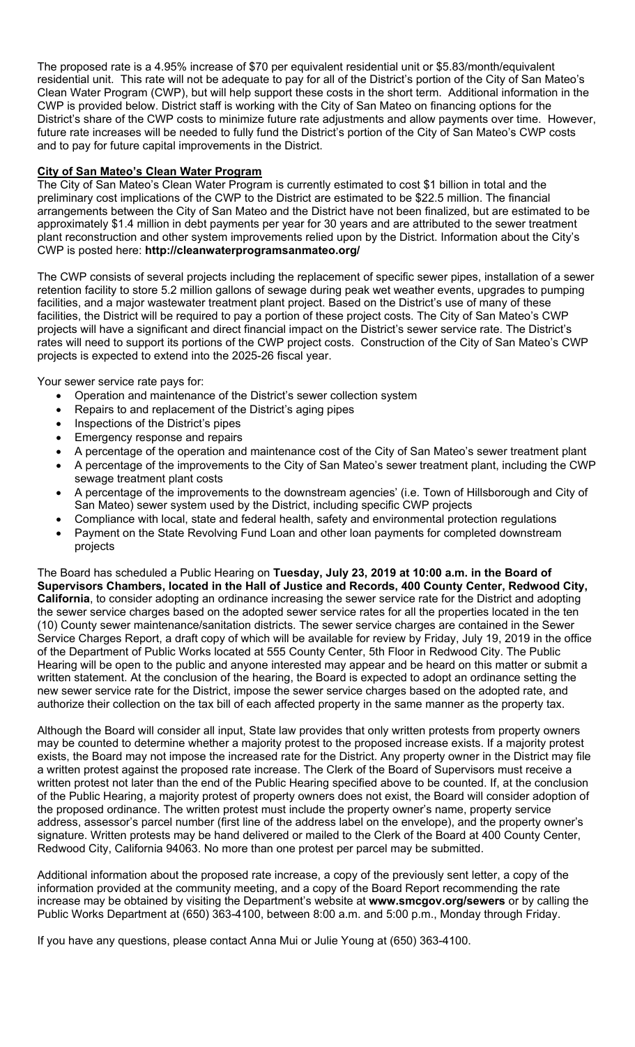The proposed rate is a 4.95% increase of $70 per equivalent residential unit or $5.83/month/equivalent residential unit. This rate will not be adequate to pay for all of the District's portion of the City of San Mateo's Clean Water Program (CWP), but will help support these costs in the short term. Additional information in the CWP is provided below. District staff is working with the City of San Mateo on financing options for the District's share of the CWP costs to minimize future rate adjustments and allow payments over time. However, future rate increases will be needed to fully fund the District's portion of the City of San Mateo's CWP costs and to pay for future capital improvements in the District.

**City of San Mateo's Clean Water Program**

The City of San Mateo's Clean Water Program is currently estimated to cost $1 billion in total and the preliminary cost implications of the CWP to the District are estimated to be $22.5 million. The financial arrangements between the City of San Mateo and the District have not been finalized, but are estimated to be approximately $1.4 million in debt payments per year for 30 years and are attributed to the sewer treatment plant reconstruction and other system improvements relied upon by the District. Information about the City's CWP is posted here: **http://cleanwaterprogramsanmateo.org/**

The CWP consists of several projects including the replacement of specific sewer pipes, installation of a sewer retention facility to store 5.2 million gallons of sewage during peak wet weather events, upgrades to pumping facilities, and a major wastewater treatment plant project. Based on the District's use of many of these facilities, the District will be required to pay a portion of these project costs. The City of San Mateo's CWP projects will have a significant and direct financial impact on the District's sewer service rate. The District's rates will need to support its portions of the CWP project costs. Construction of the City of San Mateo's CWP projects is expected to extend into the 2025-26 fiscal year.

Your sewer service rate pays for:

- Operation and maintenance of the District's sewer collection system
- Repairs to and replacement of the District's aging pipes
- Inspections of the District's pipes
- Emergency response and repairs
- A percentage of the operation and maintenance cost of the City of San Mateo's sewer treatment plant
- A percentage of the improvements to the City of San Mateo's sewer treatment plant, including the CWP sewage treatment plant costs
- A percentage of the improvements to the downstream agencies' (i.e. Town of Hillsborough and City of San Mateo) sewer system used by the District, including specific CWP projects
- Compliance with local, state and federal health, safety and environmental protection regulations
- Payment on the State Revolving Fund Loan and other loan payments for completed downstream projects

The Board has scheduled a Public Hearing on **Tuesday, July 23, 2019 at 10:00 a.m. in the Board of Supervisors Chambers, located in the Hall of Justice and Records, 400 County Center, Redwood City, California**, to consider adopting an ordinance increasing the sewer service rate for the District and adopting the sewer service charges based on the adopted sewer service rates for all the properties located in the ten (10) County sewer maintenance/sanitation districts. The sewer service charges are contained in the Sewer Service Charges Report, a draft copy of which will be available for review by Friday, July 19, 2019 in the office of the Department of Public Works located at 555 County Center, 5th Floor in Redwood City. The Public Hearing will be open to the public and anyone interested may appear and be heard on this matter or submit a written statement. At the conclusion of the hearing, the Board is expected to adopt an ordinance setting the new sewer service rate for the District, impose the sewer service charges based on the adopted rate, and authorize their collection on the tax bill of each affected property in the same manner as the property tax.

Although the Board will consider all input, State law provides that only written protests from property owners may be counted to determine whether a majority protest to the proposed increase exists. If a majority protest exists, the Board may not impose the increased rate for the District. Any property owner in the District may file a written protest against the proposed rate increase. The Clerk of the Board of Supervisors must receive a written protest not later than the end of the Public Hearing specified above to be counted. If, at the conclusion of the Public Hearing, a majority protest of property owners does not exist, the Board will consider adoption of the proposed ordinance. The written protest must include the property owner's name, property service address, assessor's parcel number (first line of the address label on the envelope), and the property owner's signature. Written protests may be hand delivered or mailed to the Clerk of the Board at 400 County Center, Redwood City, California 94063. No more than one protest per parcel may be submitted.

Additional information about the proposed rate increase, a copy of the previously sent letter, a copy of the information provided at the community meeting, and a copy of the Board Report recommending the rate increase may be obtained by visiting the Department's website at **www.smcgov.org/sewers** or by calling the Public Works Department at (650) 363-4100, between 8:00 a.m. and 5:00 p.m., Monday through Friday.

If you have any questions, please contact Anna Mui or Julie Young at (650) 363-4100.